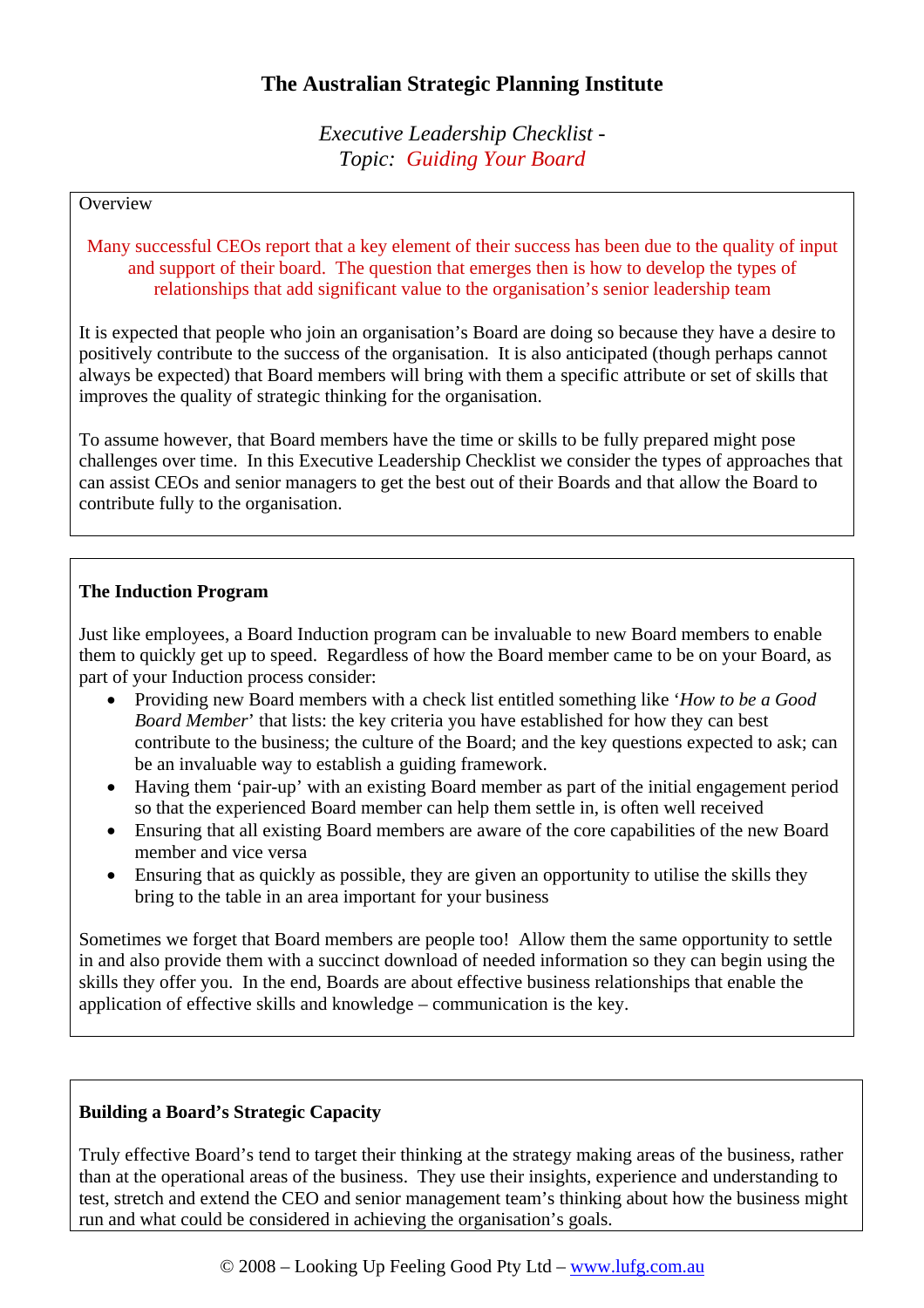# The Australian Strategic Planning Institute

*Executive Leadership Checklist -*
*Topic: Guiding Your Board*

Overview

Many successful CEOs report that a key element of their success has been due to the quality of input and support of their board. The question that emerges then is how to develop the types of relationships that add significant value to the organisation's senior leadership team

It is expected that people who join an organisation's Board are doing so because they have a desire to positively contribute to the success of the organisation. It is also anticipated (though perhaps cannot always be expected) that Board members will bring with them a specific attribute or set of skills that improves the quality of strategic thinking for the organisation.

To assume however, that Board members have the time or skills to be fully prepared might pose challenges over time. In this Executive Leadership Checklist we consider the types of approaches that can assist CEOs and senior managers to get the best out of their Boards and that allow the Board to contribute fully to the organisation.

**The Induction Program**

Just like employees, a Board Induction program can be invaluable to new Board members to enable them to quickly get up to speed. Regardless of how the Board member came to be on your Board, as part of your Induction process consider:

- Providing new Board members with a check list entitled something like '*How to be a Good Board Member*' that lists: the key criteria you have established for how they can best contribute to the business; the culture of the Board; and the key questions expected to ask; can be an invaluable way to establish a guiding framework.
- Having them 'pair-up' with an existing Board member as part of the initial engagement period so that the experienced Board member can help them settle in, is often well received
- Ensuring that all existing Board members are aware of the core capabilities of the new Board member and vice versa
- Ensuring that as quickly as possible, they are given an opportunity to utilise the skills they bring to the table in an area important for your business

Sometimes we forget that Board members are people too! Allow them the same opportunity to settle in and also provide them with a succinct download of needed information so they can begin using the skills they offer you. In the end, Boards are about effective business relationships that enable the application of effective skills and knowledge – communication is the key.

**Building a Board's Strategic Capacity**

Truly effective Board's tend to target their thinking at the strategy making areas of the business, rather than at the operational areas of the business. They use their insights, experience and understanding to test, stretch and extend the CEO and senior management team's thinking about how the business might run and what could be considered in achieving the organisation's goals.

© 2008 – Looking Up Feeling Good Pty Ltd – www.lufg.com.au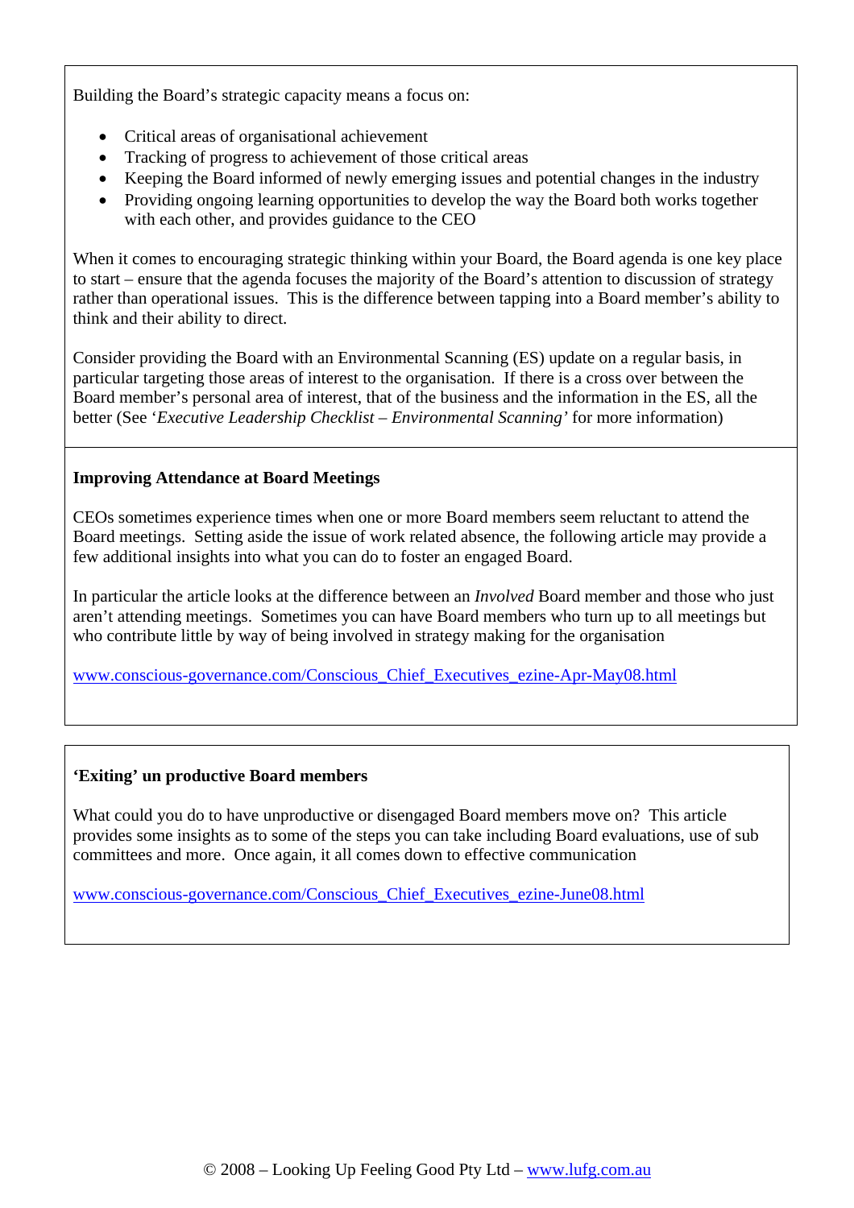Building the Board's strategic capacity means a focus on:

- Critical areas of organisational achievement
- Tracking of progress to achievement of those critical areas
- Keeping the Board informed of newly emerging issues and potential changes in the industry
- Providing ongoing learning opportunities to develop the way the Board both works together with each other, and provides guidance to the CEO

When it comes to encouraging strategic thinking within your Board, the Board agenda is one key place to start – ensure that the agenda focuses the majority of the Board's attention to discussion of strategy rather than operational issues. This is the difference between tapping into a Board member's ability to think and their ability to direct.

Consider providing the Board with an Environmental Scanning (ES) update on a regular basis, in particular targeting those areas of interest to the organisation. If there is a cross over between the Board member's personal area of interest, that of the business and the information in the ES, all the better (See '*Executive Leadership Checklist – Environmental Scanning*' for more information)

**Improving Attendance at Board Meetings**

CEOs sometimes experience times when one or more Board members seem reluctant to attend the Board meetings. Setting aside the issue of work related absence, the following article may provide a few additional insights into what you can do to foster an engaged Board.

In particular the article looks at the difference between an *Involved* Board member and those who just aren't attending meetings. Sometimes you can have Board members who turn up to all meetings but who contribute little by way of being involved in strategy making for the organisation

www.conscious-governance.com/Conscious_Chief_Executives_ezine-Apr-May08.html

**'Exiting' un productive Board members**

What could you do to have unproductive or disengaged Board members move on? This article provides some insights as to some of the steps you can take including Board evaluations, use of sub committees and more. Once again, it all comes down to effective communication

www.conscious-governance.com/Conscious_Chief_Executives_ezine-June08.html

© 2008 – Looking Up Feeling Good Pty Ltd – www.lufg.com.au